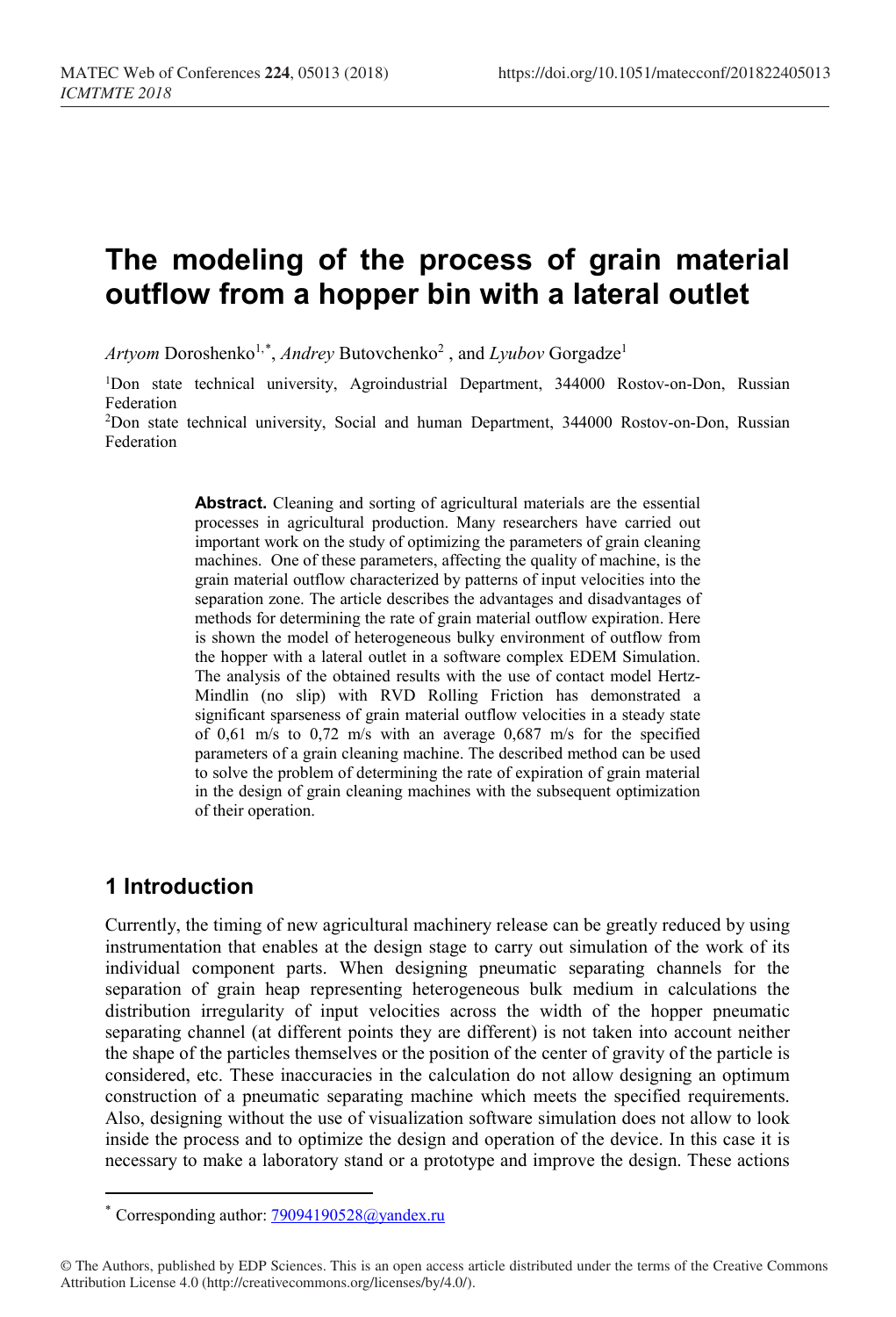# The modeling of the process of grain material outflow from a hopper bin with a lateral outlet

*Artyom* Doroshenko[1,*], *Andrey* Butovchenko[2], and *Lyubov* Gorgadze[1]

[1]Don state technical university, Agroindustrial Department, 344000 Rostov-on-Don, Russian Federation

[2]Don state technical university, Social and human Department, 344000 Rostov-on-Don, Russian Federation

**Abstract.** Cleaning and sorting of agricultural materials are the essential processes in agricultural production. Many researchers have carried out important work on the study of optimizing the parameters of grain cleaning machines. One of these parameters, affecting the quality of machine, is the grain material outflow characterized by patterns of input velocities into the separation zone. The article describes the advantages and disadvantages of methods for determining the rate of grain material outflow expiration. Here is shown the model of heterogeneous bulky environment of outflow from the hopper with a lateral outlet in a software complex EDEM Simulation. The analysis of the obtained results with the use of contact model Hertz-Mindlin (no slip) with RVD Rolling Friction has demonstrated a significant sparseness of grain material outflow velocities in a steady state of 0,61 m/s to 0,72 m/s with an average 0,687 m/s for the specified parameters of a grain cleaning machine. The described method can be used to solve the problem of determining the rate of expiration of grain material in the design of grain cleaning machines with the subsequent optimization of their operation.

## 1 Introduction

Currently, the timing of new agricultural machinery release can be greatly reduced by using instrumentation that enables at the design stage to carry out simulation of the work of its individual component parts. When designing pneumatic separating channels for the separation of grain heap representing heterogeneous bulk medium in calculations the distribution irregularity of input velocities across the width of the hopper pneumatic separating channel (at different points they are different) is not taken into account neither the shape of the particles themselves or the position of the center of gravity of the particle is considered, etc. These inaccuracies in the calculation do not allow designing an optimum construction of a pneumatic separating machine which meets the specified requirements. Also, designing without the use of visualization software simulation does not allow to look inside the process and to optimize the design and operation of the device. In this case it is necessary to make a laboratory stand or a prototype and improve the design. These actions

* Corresponding author: 79094190528@yandex.ru

© The Authors, published by EDP Sciences. This is an open access article distributed under the terms of the Creative Commons Attribution License 4.0 (http://creativecommons.org/licenses/by/4.0/).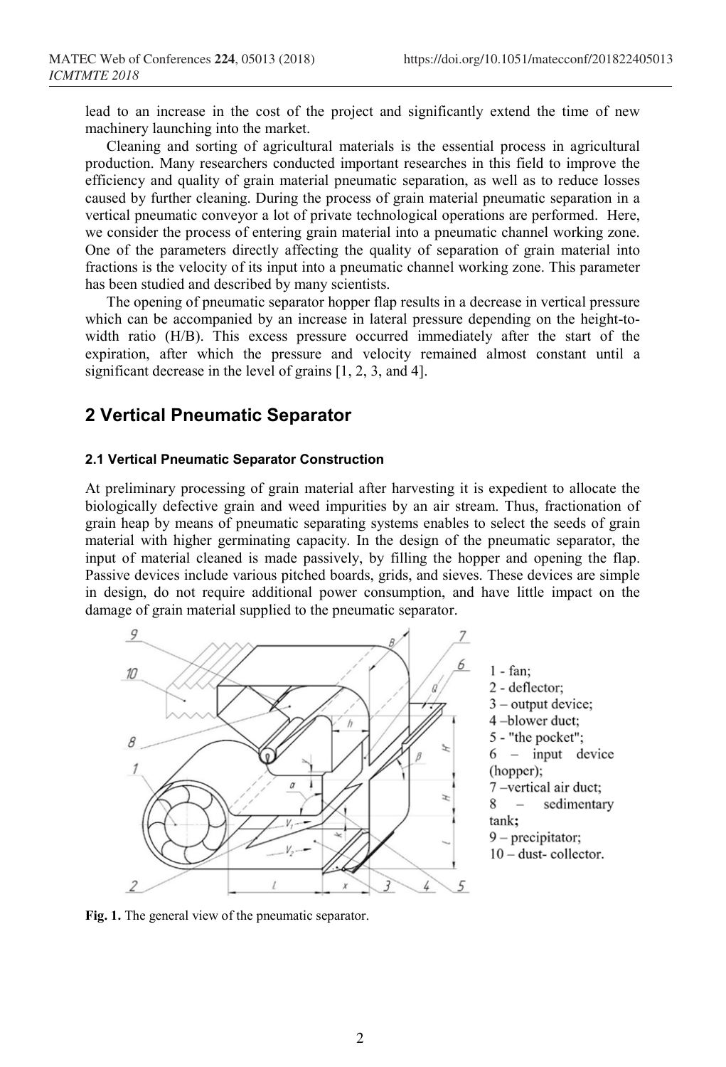lead to an increase in the cost of the project and significantly extend the time of new machinery launching into the market.

Cleaning and sorting of agricultural materials is the essential process in agricultural production. Many researchers conducted important researches in this field to improve the efficiency and quality of grain material pneumatic separation, as well as to reduce losses caused by further cleaning. During the process of grain material pneumatic separation in a vertical pneumatic conveyor a lot of private technological operations are performed. Here, we consider the process of entering grain material into a pneumatic channel working zone. One of the parameters directly affecting the quality of separation of grain material into fractions is the velocity of its input into a pneumatic channel working zone. This parameter has been studied and described by many scientists.

The opening of pneumatic separator hopper flap results in a decrease in vertical pressure which can be accompanied by an increase in lateral pressure depending on the height-to-width ratio (H/B). This excess pressure occurred immediately after the start of the expiration, after which the pressure and velocity remained almost constant until a significant decrease in the level of grains [1, 2, 3, and 4].

## 2 Vertical Pneumatic Separator

### 2.1 Vertical Pneumatic Separator Construction

At preliminary processing of grain material after harvesting it is expedient to allocate the biologically defective grain and weed impurities by an air stream. Thus, fractionation of grain heap by means of pneumatic separating systems enables to select the seeds of grain material with higher germinating capacity. In the design of the pneumatic separator, the input of material cleaned is made passively, by filling the hopper and opening the flap. Passive devices include various pitched boards, grids, and sieves. These devices are simple in design, do not require additional power consumption, and have little impact on the damage of grain material supplied to the pneumatic separator.

1 - fan;
2 - deflector;
3 – output device;
4 – blower duct;
5 - "the pocket";
6 – input device (hopper);
7 – vertical air duct;
8 – sedimentary tank;
9 – precipitator;
10 – dust- collector.

**Fig. 1.** The general view of the pneumatic separator.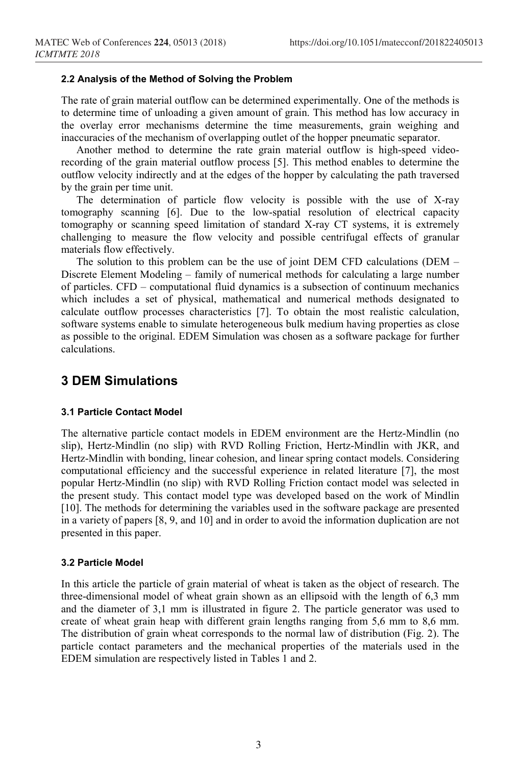### 2.2 Analysis of the Method of Solving the Problem

The rate of grain material outflow can be determined experimentally. One of the methods is to determine time of unloading a given amount of grain. This method has low accuracy in the overlay error mechanisms determine the time measurements, grain weighing and inaccuracies of the mechanism of overlapping outlet of the hopper pneumatic separator.

Another method to determine the rate grain material outflow is high-speed video-recording of the grain material outflow process [5]. This method enables to determine the outflow velocity indirectly and at the edges of the hopper by calculating the path traversed by the grain per time unit.

The determination of particle flow velocity is possible with the use of X-ray tomography scanning [6]. Due to the low-spatial resolution of electrical capacity tomography or scanning speed limitation of standard X-ray CT systems, it is extremely challenging to measure the flow velocity and possible centrifugal effects of granular materials flow effectively.

The solution to this problem can be the use of joint DEM CFD calculations (DEM – Discrete Element Modeling – family of numerical methods for calculating a large number of particles. CFD – computational fluid dynamics is a subsection of continuum mechanics which includes a set of physical, mathematical and numerical methods designated to calculate outflow processes characteristics [7]. To obtain the most realistic calculation, software systems enable to simulate heterogeneous bulk medium having properties as close as possible to the original. EDEM Simulation was chosen as a software package for further calculations.

## 3 DEM Simulations

### 3.1 Particle Contact Model

The alternative particle contact models in EDEM environment are the Hertz-Mindlin (no slip), Hertz-Mindlin (no slip) with RVD Rolling Friction, Hertz-Mindlin with JKR, and Hertz-Mindlin with bonding, linear cohesion, and linear spring contact models. Considering computational efficiency and the successful experience in related literature [7], the most popular Hertz-Mindlin (no slip) with RVD Rolling Friction contact model was selected in the present study. This contact model type was developed based on the work of Mindlin [10]. The methods for determining the variables used in the software package are presented in a variety of papers [8, 9, and 10] and in order to avoid the information duplication are not presented in this paper.

### 3.2 Particle Model

In this article the particle of grain material of wheat is taken as the object of research. The three-dimensional model of wheat grain shown as an ellipsoid with the length of 6,3 mm and the diameter of 3,1 mm is illustrated in figure 2. The particle generator was used to create of wheat grain heap with different grain lengths ranging from 5,6 mm to 8,6 mm. The distribution of grain wheat corresponds to the normal law of distribution (Fig. 2). The particle contact parameters and the mechanical properties of the materials used in the EDEM simulation are respectively listed in Tables 1 and 2.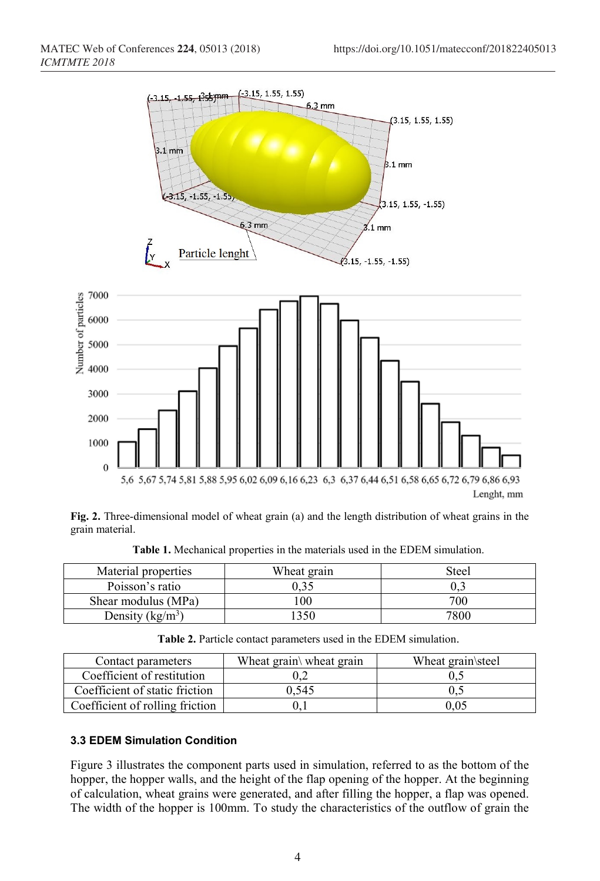**Fig. 2.** Three-dimensional model of wheat grain (a) and the length distribution of wheat grains in the grain material.

**Table 1.** Mechanical properties in the materials used in the EDEM simulation.

| Material properties | Wheat grain | Steel |
|---|---|---|
| Poisson's ratio | 0,35 | 0,3 |
| Shear modulus (MPa) | 100 | 700 |
| Density (kg/m$^3$) | 1350 | 7800 |

**Table 2.** Particle contact parameters used in the EDEM simulation.

| Contact parameters | Wheat grain\ wheat grain | Wheat grain\steel |
|---|---|---|
| Coefficient of restitution | 0,2 | 0,5 |
| Coefficient of static friction | 0,545 | 0,5 |
| Coefficient of rolling friction | 0,1 | 0,05 |

### 3.3 EDEM Simulation Condition

Figure 3 illustrates the component parts used in simulation, referred to as the bottom of the hopper, the hopper walls, and the height of the flap opening of the hopper. At the beginning of calculation, wheat grains were generated, and after filling the hopper, a flap was opened. The width of the hopper is 100mm. To study the characteristics of the outflow of grain the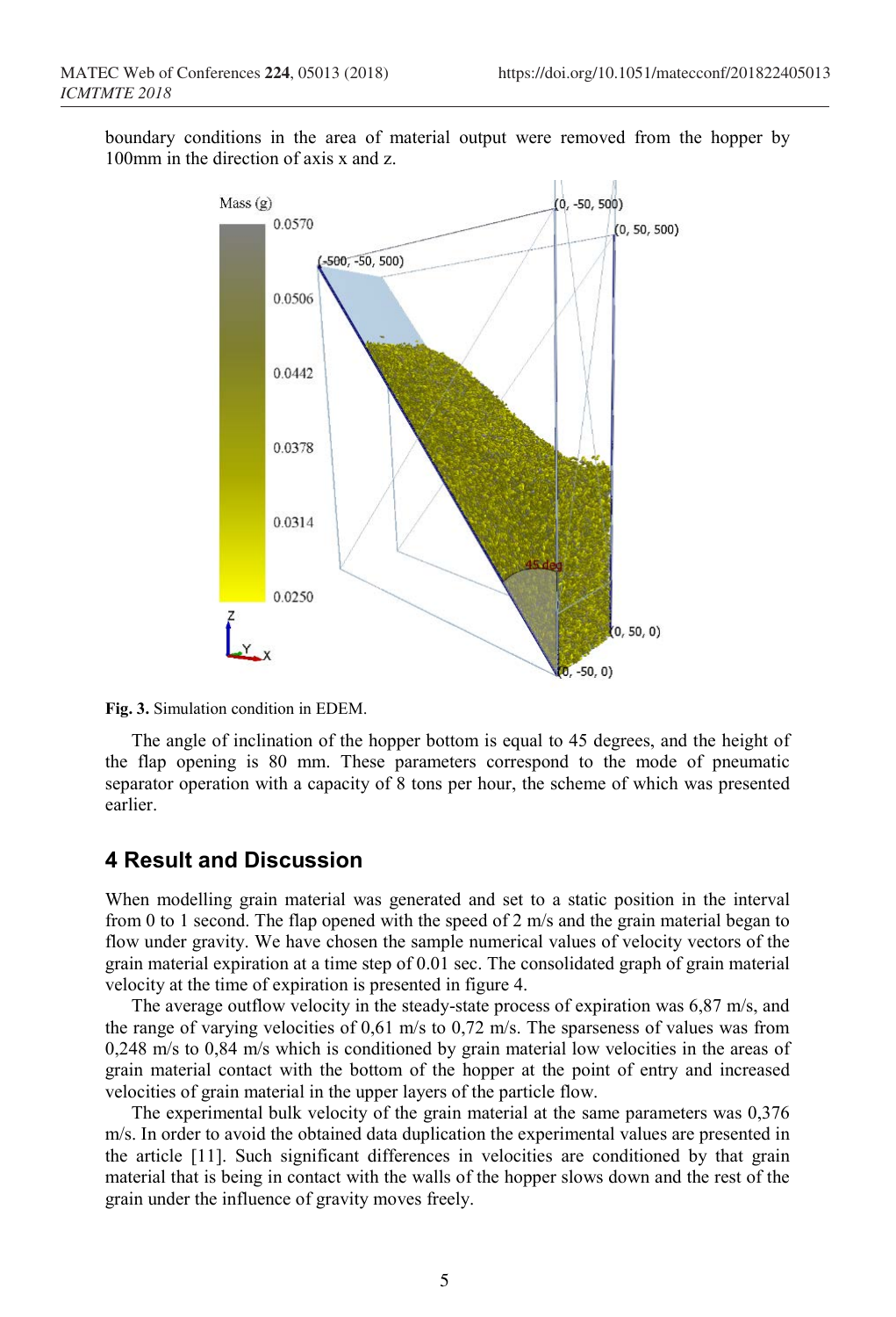boundary conditions in the area of material output were removed from the hopper by 100mm in the direction of axis x and z.

**Fig. 3.** Simulation condition in EDEM.

The angle of inclination of the hopper bottom is equal to 45 degrees, and the height of the flap opening is 80 mm. These parameters correspond to the mode of pneumatic separator operation with a capacity of 8 tons per hour, the scheme of which was presented earlier.

## 4 Result and Discussion

When modelling grain material was generated and set to a static position in the interval from 0 to 1 second. The flap opened with the speed of 2 m/s and the grain material began to flow under gravity. We have chosen the sample numerical values of velocity vectors of the grain material expiration at a time step of 0.01 sec. The consolidated graph of grain material velocity at the time of expiration is presented in figure 4.

The average outflow velocity in the steady-state process of expiration was 6,87 m/s, and the range of varying velocities of 0,61 m/s to 0,72 m/s. The sparseness of values was from 0,248 m/s to 0,84 m/s which is conditioned by grain material low velocities in the areas of grain material contact with the bottom of the hopper at the point of entry and increased velocities of grain material in the upper layers of the particle flow.

The experimental bulk velocity of the grain material at the same parameters was 0,376 m/s. In order to avoid the obtained data duplication the experimental values are presented in the article [11]. Such significant differences in velocities are conditioned by that grain material that is being in contact with the walls of the hopper slows down and the rest of the grain under the influence of gravity moves freely.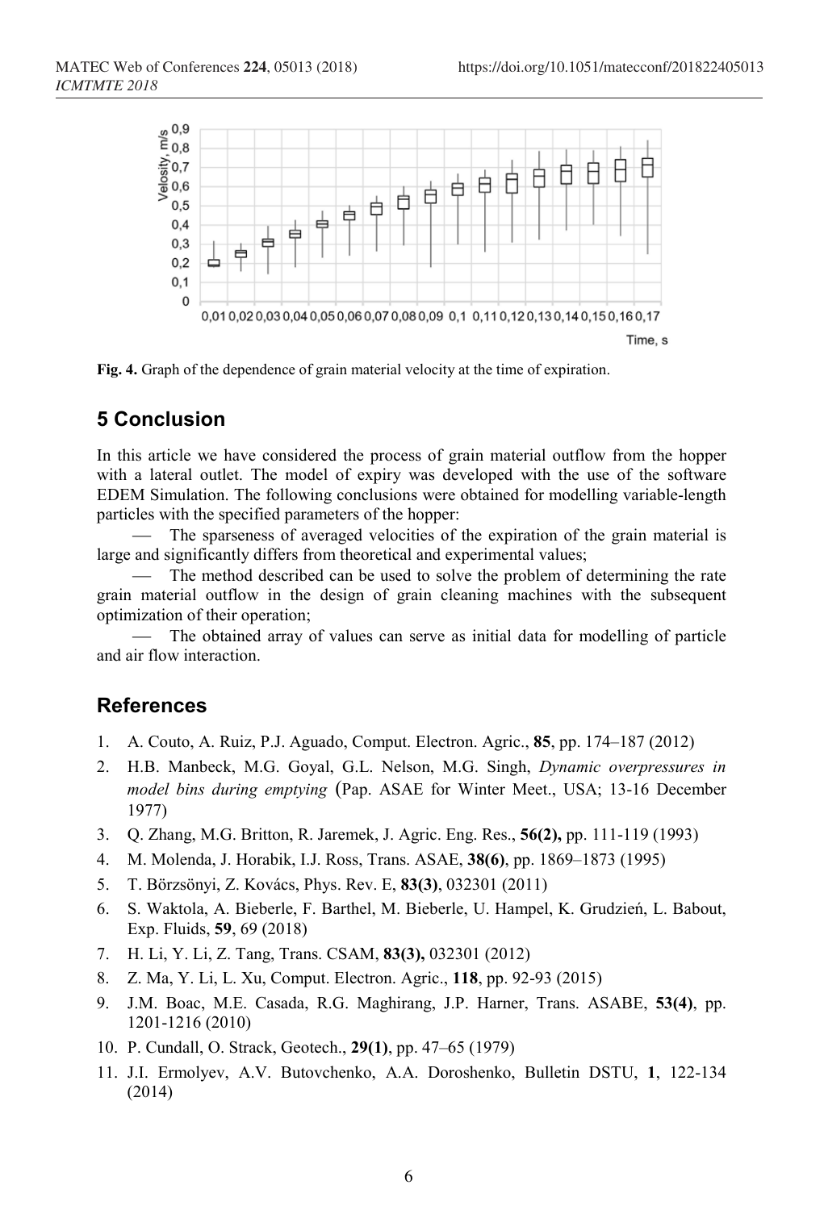Velocity, m/s

0,9
0,8
0,7
0,6
0,5
0,4
0,3
0,2
0,1
0

0,01 0,02 0,03 0,04 0,05 0,06 0,07 0,08 0,09 0,1 0,11 0,12 0,13 0,14 0,15 0,16 0,17

Time, s

**Fig. 4.** Graph of the dependence of grain material velocity at the time of expiration.

## 5 Conclusion

In this article we have considered the process of grain material outflow from the hopper with a lateral outlet. The model of expiry was developed with the use of the software EDEM Simulation. The following conclusions were obtained for modelling variable-length particles with the specified parameters of the hopper:

— The sparseness of averaged velocities of the expiration of the grain material is large and significantly differs from theoretical and experimental values;

— The method described can be used to solve the problem of determining the rate grain material outflow in the design of grain cleaning machines with the subsequent optimization of their operation;

— The obtained array of values can serve as initial data for modelling of particle and air flow interaction.

## References

1. A. Couto, A. Ruiz, P.J. Aguado, Comput. Electron. Agric., **85**, pp. 174–187 (2012)
2. H.B. Manbeck, M.G. Goyal, G.L. Nelson, M.G. Singh, *Dynamic overpressures in model bins during emptying* (Pap. ASAE for Winter Meet., USA; 13-16 December 1977)
3. Q. Zhang, M.G. Britton, R. Jaremek, J. Agric. Eng. Res., **56(2),** pp. 111-119 (1993)
4. M. Molenda, J. Horabik, I.J. Ross, Trans. ASAE, **38(6)**, pp. 1869–1873 (1995)
5. T. Börzsönyi, Z. Kovács, Phys. Rev. E, **83(3)**, 032301 (2011)
6. S. Waktola, A. Bieberle, F. Barthel, M. Bieberle, U. Hampel, K. Grudzień, L. Babout, Exp. Fluids, **59**, 69 (2018)
7. H. Li, Y. Li, Z. Tang, Trans. CSAM, **83(3),** 032301 (2012)
8. Z. Ma, Y. Li, L. Xu, Comput. Electron. Agric., **118**, pp. 92-93 (2015)
9. J.M. Boac, M.E. Casada, R.G. Maghirang, J.P. Harner, Trans. ASABE, **53(4)**, pp. 1201-1216 (2010)
10. P. Cundall, O. Strack, Geotech., **29(1)**, pp. 47–65 (1979)
11. J.I. Ermolyev, A.V. Butovchenko, A.A. Doroshenko, Bulletin DSTU, **1**, 122-134 (2014)